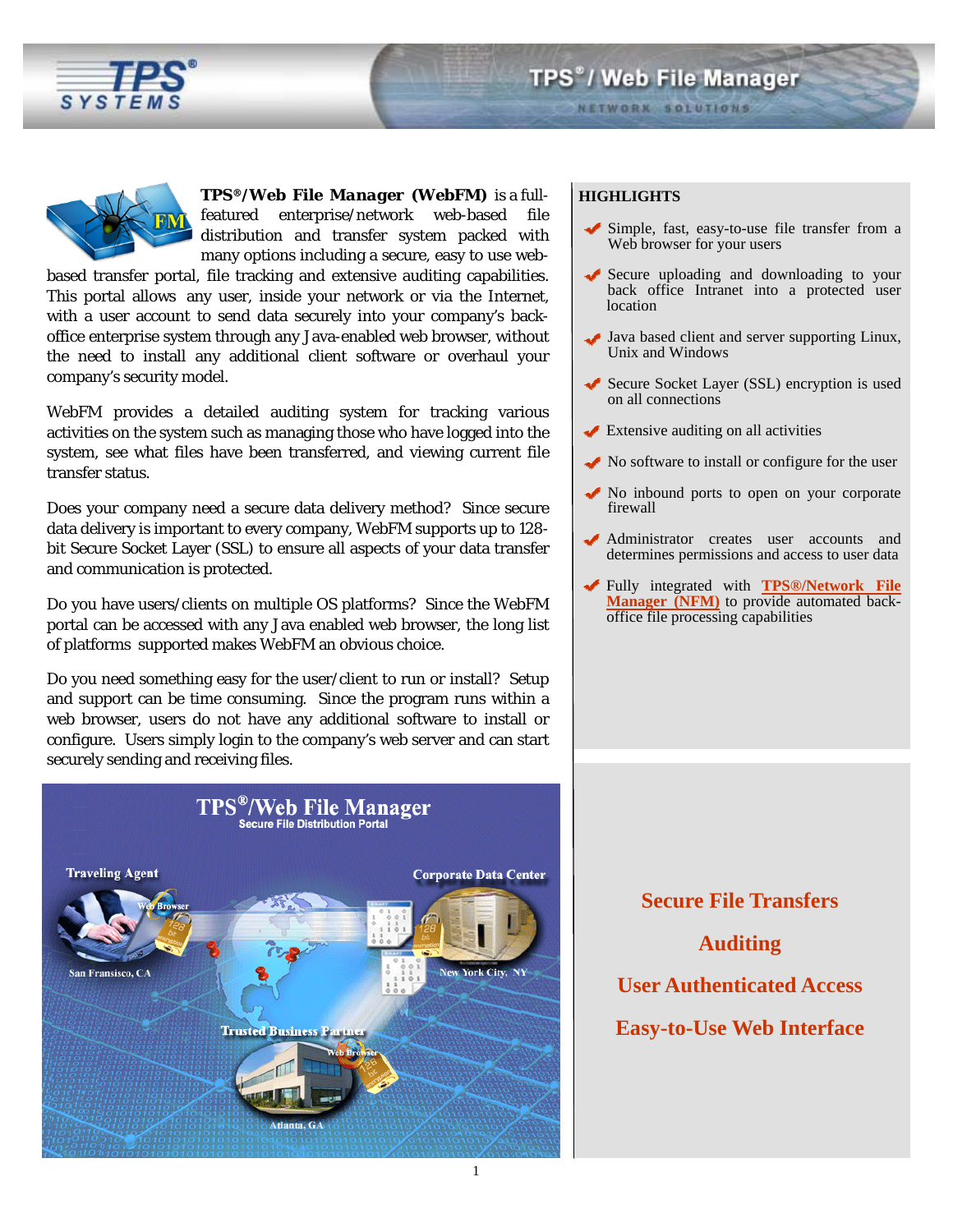# TPS®/Web File Manager

**TPS®/Web File Manager (WebFM)** is a full-featured enterprise/network web-based file distribution and transfer system packed with many options including a secure, easy to use web-based transfer portal, file tracking and extensive auditing capabilities. This portal allows any user, inside your network or via the Internet, with a user account to send data securely into your company's back-office enterprise system through any Java-enabled web browser, without the need to install any additional client software or overhaul your company's security model.

WebFM provides a detailed auditing system for tracking various activities on the system such as managing those who have logged into the system, see what files have been transferred, and viewing current file transfer status.

Does your company need a secure data delivery method? Since secure data delivery is important to every company, WebFM supports up to 128-bit Secure Socket Layer (SSL) to ensure all aspects of your data transfer and communication is protected.

Do you have users/clients on multiple OS platforms? Since the WebFM portal can be accessed with any Java enabled web browser, the long list of platforms supported makes WebFM an obvious choice.

Do you need something easy for the user/client to run or install? Setup and support can be time consuming. Since the program runs within a web browser, users do not have any additional software to install or configure. Users simply login to the company's web server and can start securely sending and receiving files.

## HIGHLIGHTS

- Simple, fast, easy-to-use file transfer from a Web browser for your users
- Secure uploading and downloading to your back office Intranet into a protected user location
- Java based client and server supporting Linux, Unix and Windows
- Secure Socket Layer (SSL) encryption is used on all connections
- Extensive auditing on all activities
- No software to install or configure for the user
- No inbound ports to open on your corporate firewall
- Administrator creates user accounts and determines permissions and access to user data
- Fully integrated with **TPS®/Network File Manager (NFM)** to provide automated back-office file processing capabilities

**Secure File Transfers**

**Auditing**

**User Authenticated Access**

**Easy-to-Use Web Interface**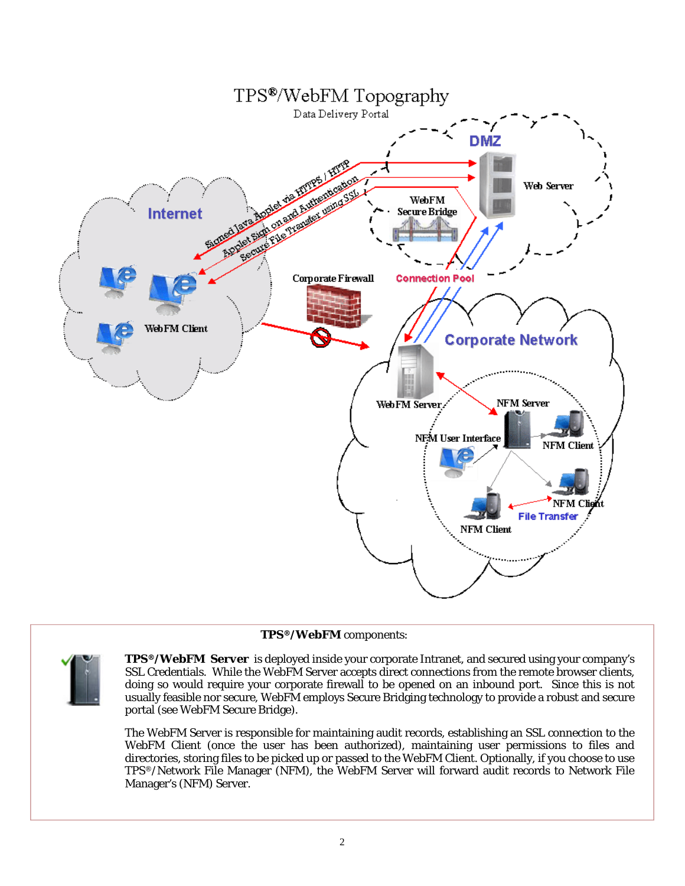# TPS®/WebFM Topography

Data Delivery Portal

**TPS®/WebFM** components:

**TPS®/WebFM Server** is deployed inside your corporate Intranet, and secured using your company's SSL Credentials. While the WebFM Server accepts direct connections from the remote browser clients, doing so would require your corporate firewall to be opened on an inbound port. Since this is not usually feasible nor secure, WebFM employs Secure Bridging technology to provide a robust and secure portal (see WebFM Secure Bridge).

The WebFM Server is responsible for maintaining audit records, establishing an SSL connection to the WebFM Client (once the user has been authorized), maintaining user permissions to files and directories, storing files to be picked up or passed to the WebFM Client. Optionally, if you choose to use TPS®/Network File Manager (NFM), the WebFM Server will forward audit records to Network File Manager's (NFM) Server.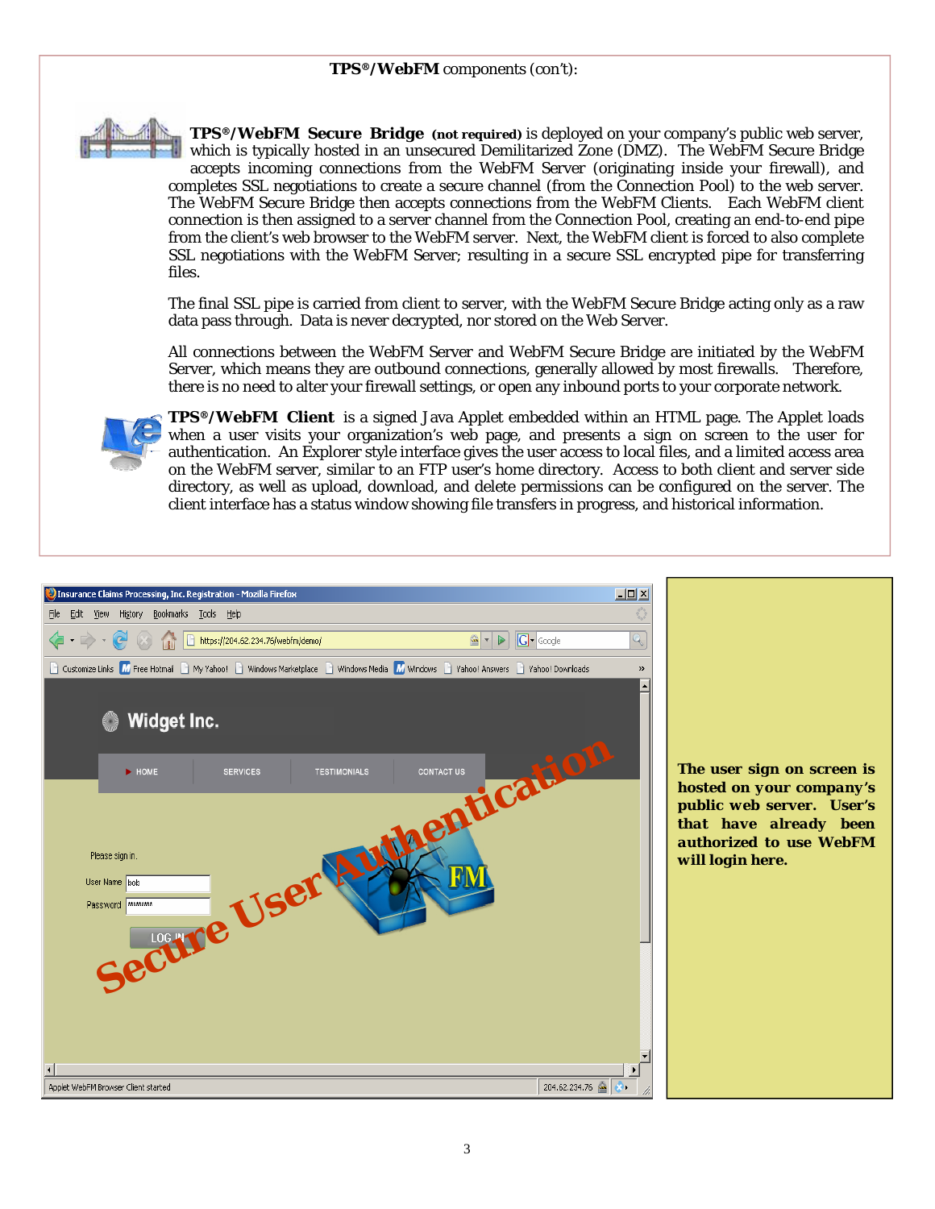**TPS®/WebFM** components (con't):

**TPS®/WebFM Secure Bridge** **(not required)** is deployed on your company's public web server, which is typically hosted in an unsecured Demilitarized Zone (DMZ). The WebFM Secure Bridge accepts incoming connections from the WebFM Server (originating inside your firewall), and completes SSL negotiations to create a secure channel (from the Connection Pool) to the web server. The WebFM Secure Bridge then accepts connections from the WebFM Clients. Each WebFM client connection is then assigned to a server channel from the Connection Pool, creating an end-to-end pipe from the client's web browser to the WebFM server. Next, the WebFM client is forced to also complete SSL negotiations with the WebFM Server; resulting in a secure SSL encrypted pipe for transferring files.

The final SSL pipe is carried from client to server, with the WebFM Secure Bridge acting only as a raw data pass through. Data is never decrypted, nor stored on the Web Server.

All connections between the WebFM Server and WebFM Secure Bridge are initiated by the WebFM Server, which means they are outbound connections, generally allowed by most firewalls. Therefore, there is no need to alter your firewall settings, or open any inbound ports to your corporate network.

**TPS®/WebFM Client** is a signed Java Applet embedded within an HTML page. The Applet loads when a user visits your organization's web page, and presents a sign on screen to the user for authentication. An Explorer style interface gives the user access to local files, and a limited access area on the WebFM server, similar to an FTP user's home directory. Access to both client and server side directory, as well as upload, download, and delete permissions can be configured on the server. The client interface has a status window showing file transfers in progress, and historical information.

**The user sign on screen is hosted on your company's public web server. User's that have already been authorized to use WebFM will login here.**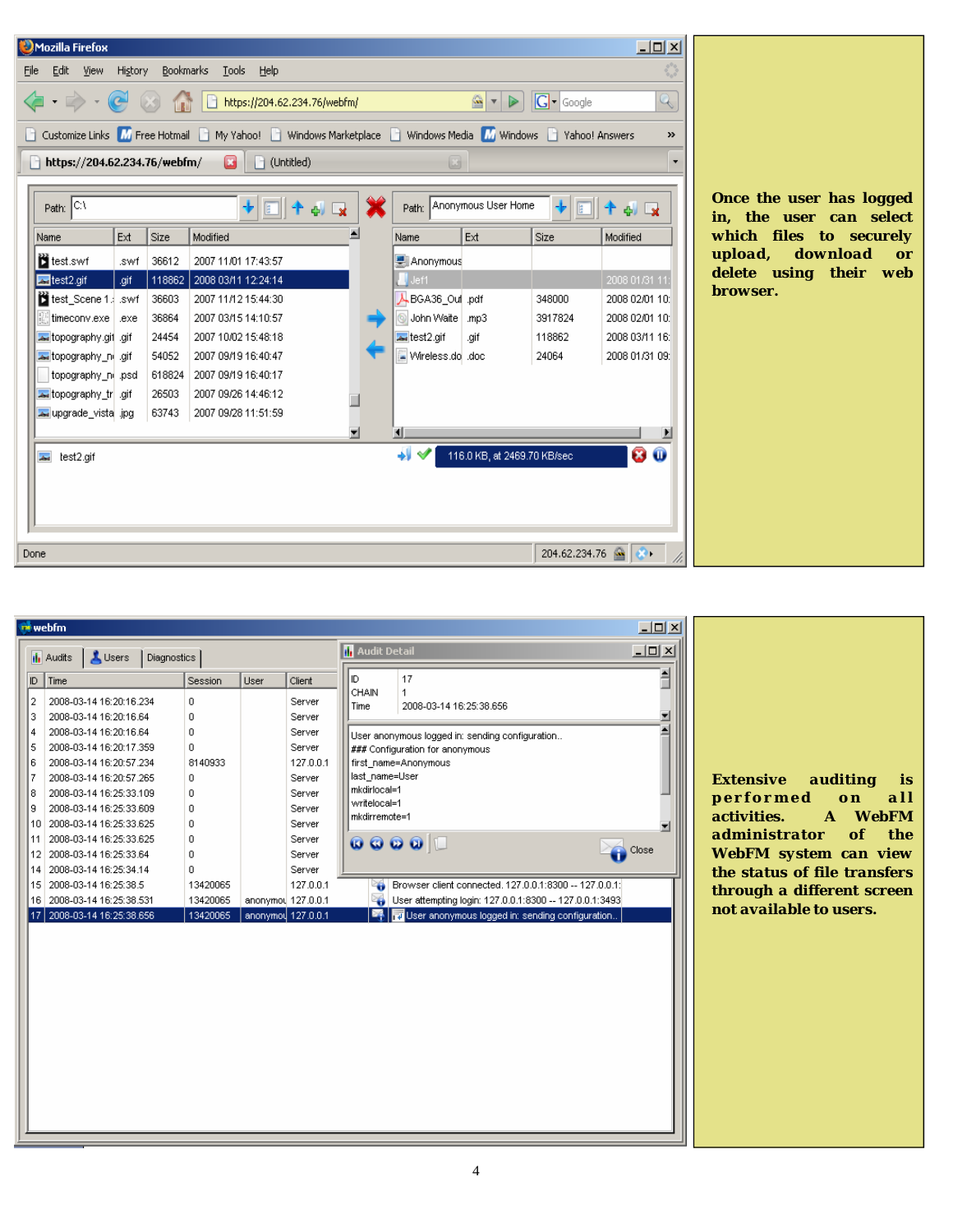Once the user has logged in, the user can select which files to securely upload, download or delete using their web browser.

Extensive auditing is performed on all activities. A WebFM administrator of the WebFM system can view the status of file transfers through a different screen not available to users.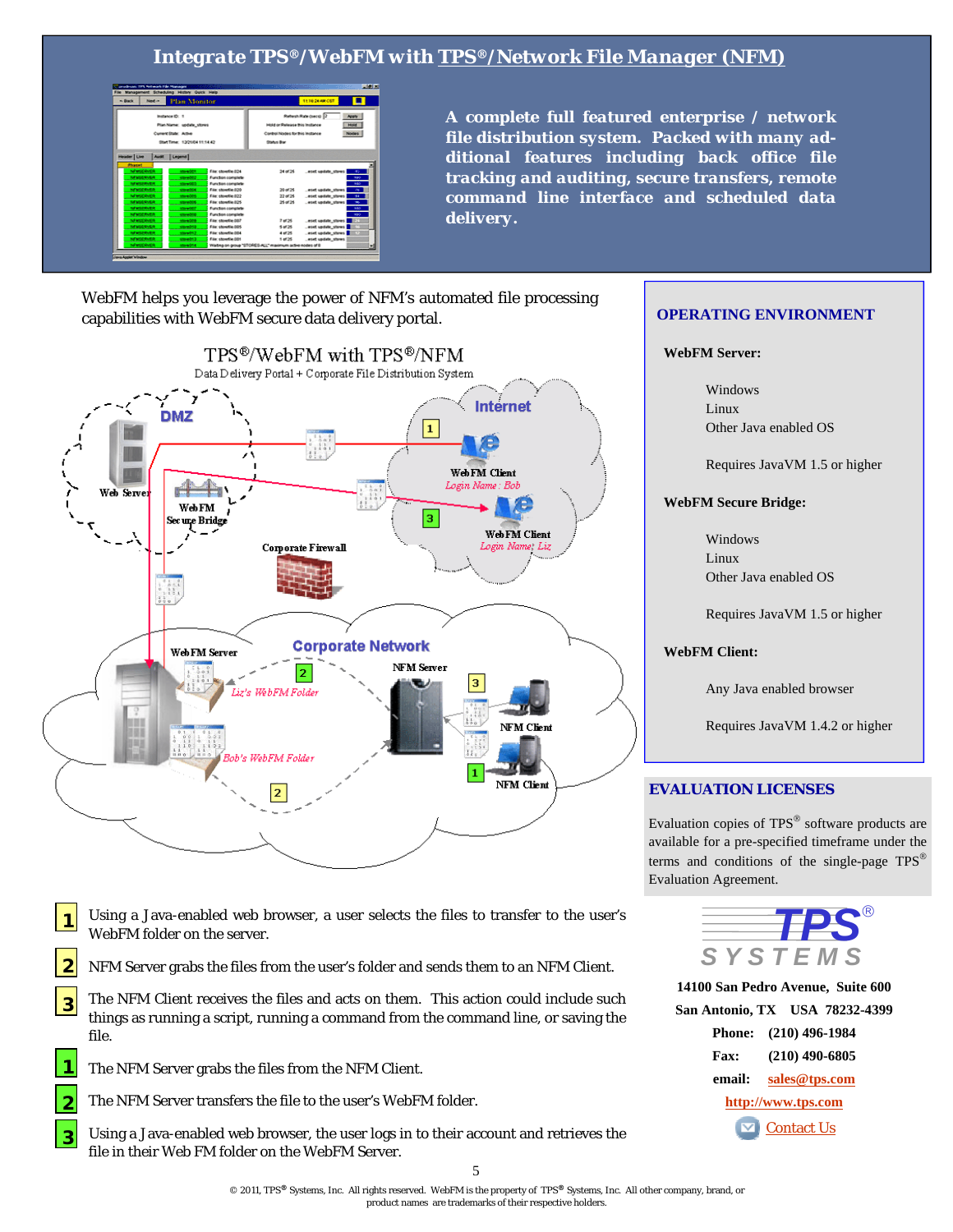# Integrate TPS®/WebFM with TPS®/Network File Manager (NFM)

**A complete full featured enterprise / network file distribution system. Packed with many additional features including back office file tracking and auditing, secure transfers, remote command line interface and scheduled data delivery.**

WebFM helps you leverage the power of NFM's automated file processing capabilities with WebFM secure data delivery portal.

TPS®/WebFM with TPS®/NFM

Data Delivery Portal + Corporate File Distribution System

DMZ

Web Server

WebFM Secure Bridge

Internet

WebFM Client
Login Name : Bob

WebFM Client
Login Name: Liz

Corporate Firewall

Corporate Network

WebFM Server

Liz's WebFM Folder

Bob's WebFM Folder

NFM Server

NFM Client

NFM Client

1. Using a Java-enabled web browser, a user selects the files to transfer to the user's WebFM folder on the server.
2. NFM Server grabs the files from the user's folder and sends them to an NFM Client.
3. The NFM Client receives the files and acts on them. This action could include such things as running a script, running a command from the command line, or saving the file.

1. The NFM Server grabs the files from the NFM Client.
2. The NFM Server transfers the file to the user's WebFM folder.
3. Using a Java-enabled web browser, the user logs in to their account and retrieves the file in their Web FM folder on the WebFM Server.

## OPERATING ENVIRONMENT

**WebFM Server:**

Windows
Linux
Other Java enabled OS

Requires JavaVM 1.5 or higher

**WebFM Secure Bridge:**

Windows
Linux
Other Java enabled OS

Requires JavaVM 1.5 or higher

**WebFM Client:**

Any Java enabled browser

Requires JavaVM 1.4.2 or higher

## EVALUATION LICENSES

Evaluation copies of TPS® software products are available for a pre-specified timeframe under the terms and conditions of the single-page TPS® Evaluation Agreement.

TPS® SYSTEMS

**14100 San Pedro Avenue, Suite 600**
**San Antonio, TX USA 78232-4399**
**Phone: (210) 496-1984**
**Fax: (210) 490-6805**
**email: sales@tps.com**
**http://www.tps.com**
Contact Us

© 2011, TPS® Systems, Inc. All rights reserved. WebFM is the property of TPS® Systems, Inc. All other company, brand, or product names are trademarks of their respective holders.